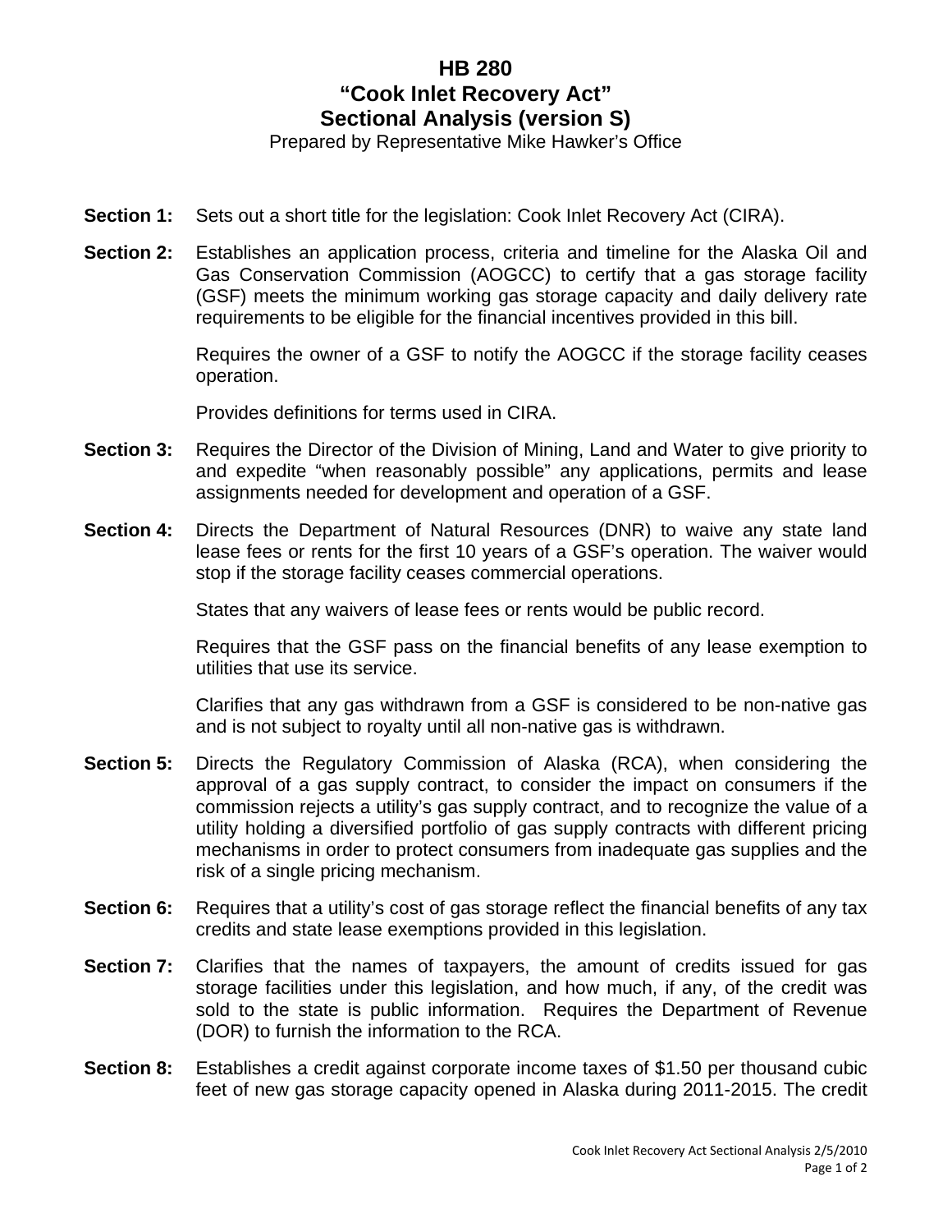# HB 280
# "Cook Inlet Recovery Act"
# Sectional Analysis (version S)

Prepared by Representative Mike Hawker's Office

**Section 1:** Sets out a short title for the legislation: Cook Inlet Recovery Act (CIRA).

**Section 2:** Establishes an application process, criteria and timeline for the Alaska Oil and Gas Conservation Commission (AOGCC) to certify that a gas storage facility (GSF) meets the minimum working gas storage capacity and daily delivery rate requirements to be eligible for the financial incentives provided in this bill.

Requires the owner of a GSF to notify the AOGCC if the storage facility ceases operation.

Provides definitions for terms used in CIRA.

**Section 3:** Requires the Director of the Division of Mining, Land and Water to give priority to and expedite "when reasonably possible" any applications, permits and lease assignments needed for development and operation of a GSF.

**Section 4:** Directs the Department of Natural Resources (DNR) to waive any state land lease fees or rents for the first 10 years of a GSF's operation. The waiver would stop if the storage facility ceases commercial operations.

States that any waivers of lease fees or rents would be public record.

Requires that the GSF pass on the financial benefits of any lease exemption to utilities that use its service.

Clarifies that any gas withdrawn from a GSF is considered to be non-native gas and is not subject to royalty until all non-native gas is withdrawn.

**Section 5:** Directs the Regulatory Commission of Alaska (RCA), when considering the approval of a gas supply contract, to consider the impact on consumers if the commission rejects a utility's gas supply contract, and to recognize the value of a utility holding a diversified portfolio of gas supply contracts with different pricing mechanisms in order to protect consumers from inadequate gas supplies and the risk of a single pricing mechanism.

**Section 6:** Requires that a utility's cost of gas storage reflect the financial benefits of any tax credits and state lease exemptions provided in this legislation.

**Section 7:** Clarifies that the names of taxpayers, the amount of credits issued for gas storage facilities under this legislation, and how much, if any, of the credit was sold to the state is public information. Requires the Department of Revenue (DOR) to furnish the information to the RCA.

**Section 8:** Establishes a credit against corporate income taxes of $1.50 per thousand cubic feet of new gas storage capacity opened in Alaska during 2011-2015. The credit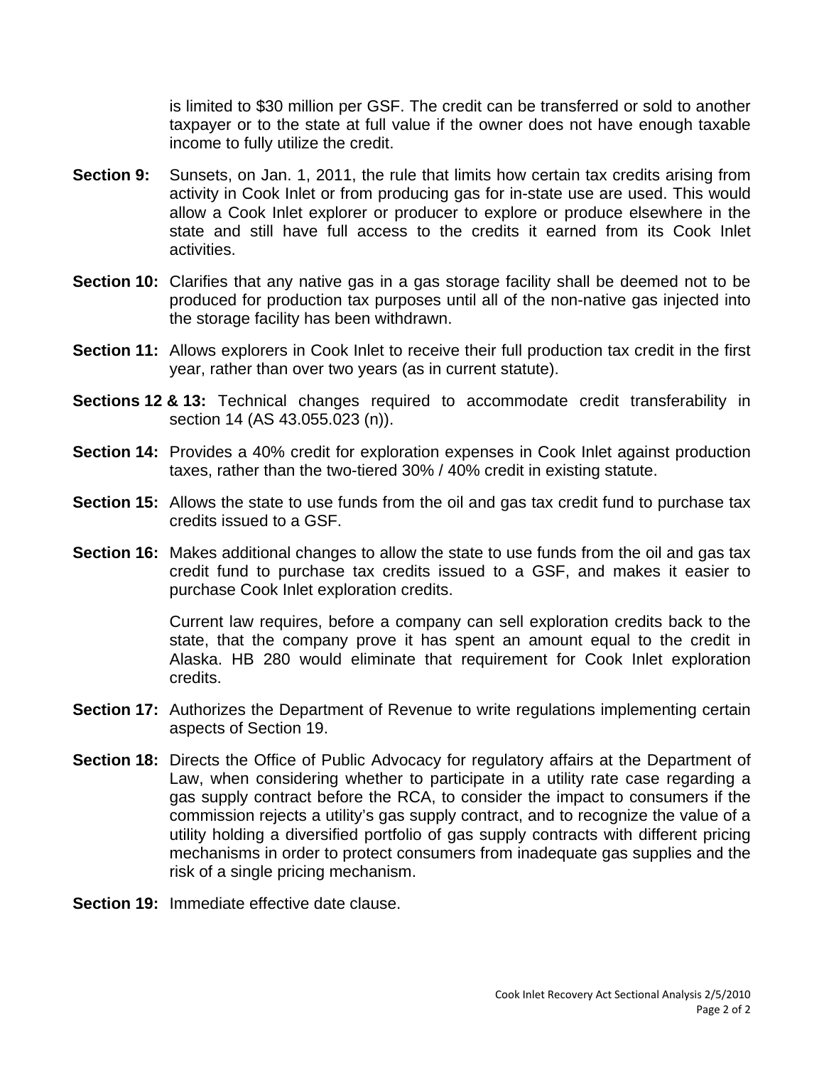is limited to $30 million per GSF. The credit can be transferred or sold to another taxpayer or to the state at full value if the owner does not have enough taxable income to fully utilize the credit.

**Section 9:** Sunsets, on Jan. 1, 2011, the rule that limits how certain tax credits arising from activity in Cook Inlet or from producing gas for in-state use are used. This would allow a Cook Inlet explorer or producer to explore or produce elsewhere in the state and still have full access to the credits it earned from its Cook Inlet activities.

**Section 10:** Clarifies that any native gas in a gas storage facility shall be deemed not to be produced for production tax purposes until all of the non-native gas injected into the storage facility has been withdrawn.

**Section 11:** Allows explorers in Cook Inlet to receive their full production tax credit in the first year, rather than over two years (as in current statute).

**Sections 12 & 13:** Technical changes required to accommodate credit transferability in section 14 (AS 43.055.023 (n)).

**Section 14:** Provides a 40% credit for exploration expenses in Cook Inlet against production taxes, rather than the two-tiered 30% / 40% credit in existing statute.

**Section 15:** Allows the state to use funds from the oil and gas tax credit fund to purchase tax credits issued to a GSF.

**Section 16:** Makes additional changes to allow the state to use funds from the oil and gas tax credit fund to purchase tax credits issued to a GSF, and makes it easier to purchase Cook Inlet exploration credits.

Current law requires, before a company can sell exploration credits back to the state, that the company prove it has spent an amount equal to the credit in Alaska. HB 280 would eliminate that requirement for Cook Inlet exploration credits.

**Section 17:** Authorizes the Department of Revenue to write regulations implementing certain aspects of Section 19.

**Section 18:** Directs the Office of Public Advocacy for regulatory affairs at the Department of Law, when considering whether to participate in a utility rate case regarding a gas supply contract before the RCA, to consider the impact to consumers if the commission rejects a utility's gas supply contract, and to recognize the value of a utility holding a diversified portfolio of gas supply contracts with different pricing mechanisms in order to protect consumers from inadequate gas supplies and the risk of a single pricing mechanism.

**Section 19:** Immediate effective date clause.